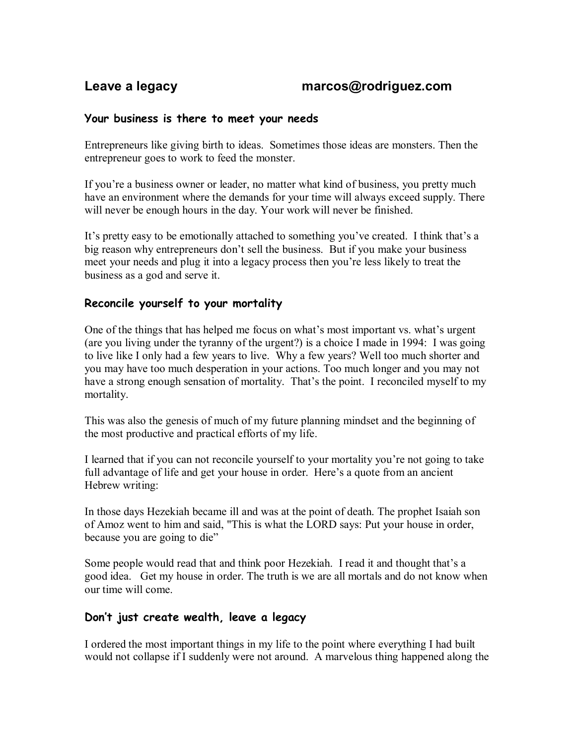# Leave a legacy marcos@rodriguez.com

### Your business is there to meet your needs

Entrepreneurs like giving birth to ideas. Sometimes those ideas are monsters. Then the entrepreneur goes to work to feed the monster.

If you're a business owner or leader, no matter what kind of business, you pretty much have an environment where the demands for your time will always exceed supply. There will never be enough hours in the day. Your work will never be finished.

It's pretty easy to be emotionally attached to something you've created. I think that's a big reason why entrepreneurs don't sell the business. But if you make your business meet your needs and plug it into a legacy process then you're less likely to treat the business as a god and serve it.

### Reconcile yourself to your mortality

One of the things that has helped me focus on what's most important vs. what's urgent (are you living under the tyranny of the urgent?) is a choice I made in 1994: I was going to live like I only had a few years to live. Why a few years? Well too much shorter and you may have too much desperation in your actions. Too much longer and you may not have a strong enough sensation of mortality. That's the point. I reconciled myself to my mortality.

This was also the genesis of much of my future planning mindset and the beginning of the most productive and practical efforts of my life.

I learned that if you can not reconcile yourself to your mortality you're not going to take full advantage of life and get your house in order. Here's a quote from an ancient Hebrew writing:

In those days Hezekiah became ill and was at the point of death. The prophet Isaiah son of Amoz went to him and said, "This is what the LORD says: Put your house in order, because you are going to die"

Some people would read that and think poor Hezekiah. I read it and thought that's a good idea. Get my house in order. The truth is we are all mortals and do not know when our time will come.

### Don't just create wealth, leave a legacy

I ordered the most important things in my life to the point where everything I had built would not collapse if I suddenly were not around. A marvelous thing happened along the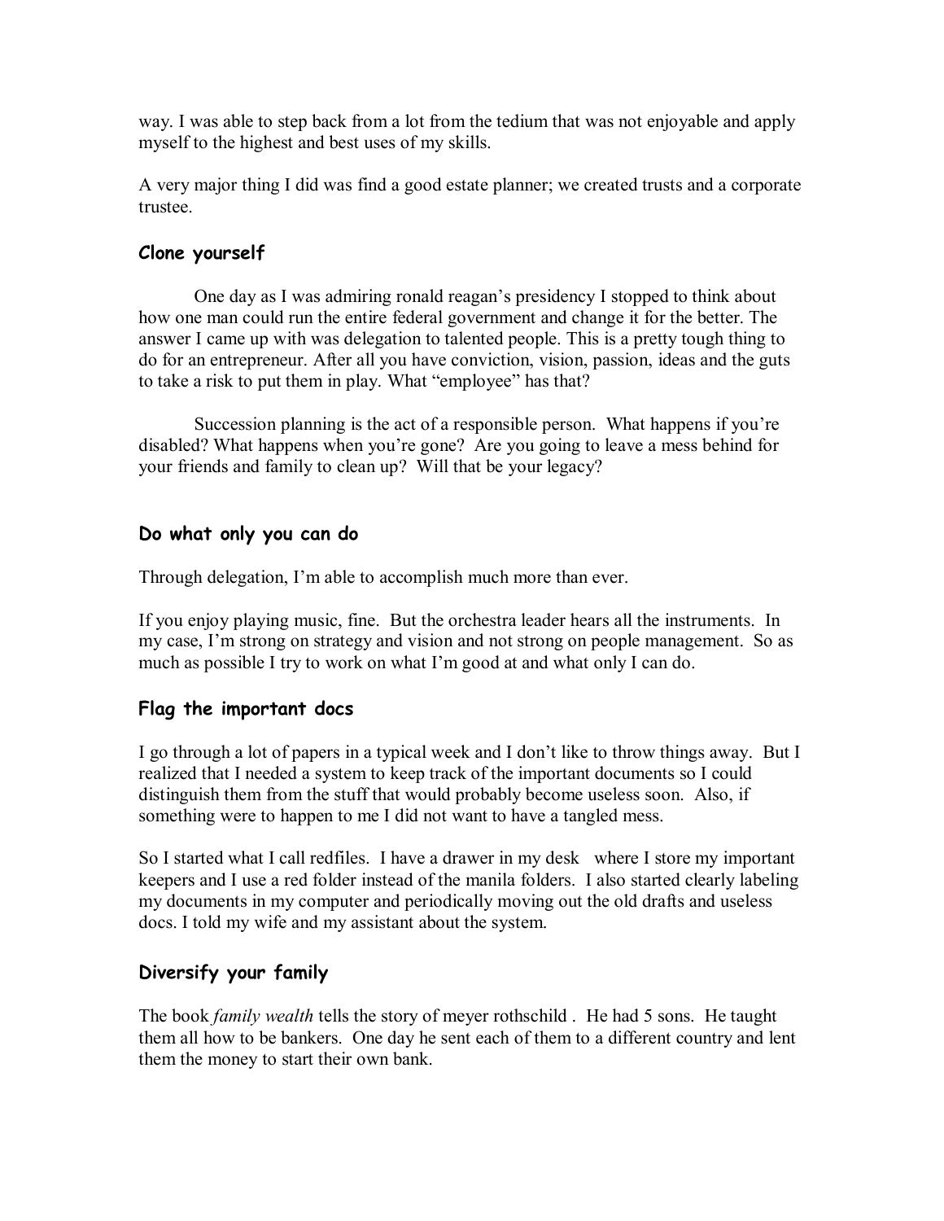way. I was able to step back from a lot from the tedium that was not enjoyable and apply myself to the highest and best uses of my skills.

A very major thing I did was find a good estate planner; we created trusts and a corporate trustee.

### Clone yourself

One day as I was admiring ronald reagan's presidency I stopped to think about how one man could run the entire federal government and change it for the better. The answer I came up with was delegation to talented people. This is a pretty tough thing to do for an entrepreneur. After all you have conviction, vision, passion, ideas and the guts to take a risk to put them in play. What "employee" has that?

Succession planning is the act of a responsible person. What happens if you're disabled? What happens when you're gone? Are you going to leave a mess behind for your friends and family to clean up? Will that be your legacy?

### Do what only you can do

Through delegation, I'm able to accomplish much more than ever.

If you enjoy playing music, fine. But the orchestra leader hears all the instruments. In my case, I'm strong on strategy and vision and not strong on people management. So as much as possible I try to work on what I'm good at and what only I can do.

### Flag the important docs

I go through a lot of papers in a typical week and I don't like to throw things away. But I realized that I needed a system to keep track of the important documents so I could distinguish them from the stuff that would probably become useless soon. Also, if something were to happen to me I did not want to have a tangled mess.

So I started what I call redfiles. I have a drawer in my desk where I store my important keepers and I use a red folder instead of the manila folders. I also started clearly labeling my documents in my computer and periodically moving out the old drafts and useless docs. I told my wife and my assistant about the system.

### Diversify your family

The book *family wealth* tells the story of meyer rothschild . He had 5 sons. He taught them all how to be bankers. One day he sent each of them to a different country and lent them the money to start their own bank.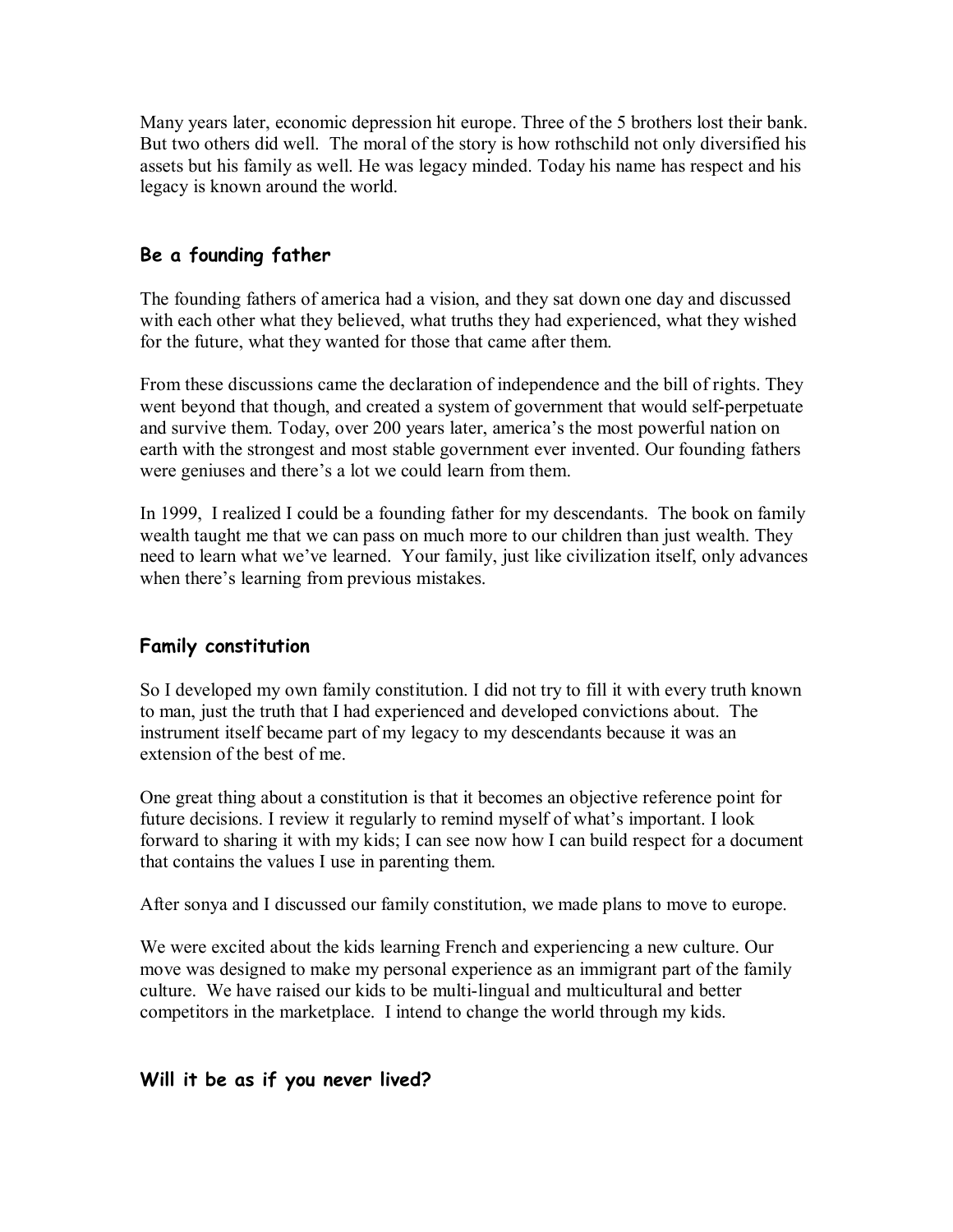Many years later, economic depression hit europe. Three of the 5 brothers lost their bank. But two others did well. The moral of the story is how rothschild not only diversified his assets but his family as well. He was legacy minded. Today his name has respect and his legacy is known around the world.

### Be a founding father

The founding fathers of america had a vision, and they sat down one day and discussed with each other what they believed, what truths they had experienced, what they wished for the future, what they wanted for those that came after them.

From these discussions came the declaration of independence and the bill of rights. They went beyond that though, and created a system of government that would self-perpetuate and survive them. Today, over 200 years later, america's the most powerful nation on earth with the strongest and most stable government ever invented. Our founding fathers were geniuses and there's a lot we could learn from them.

In 1999, I realized I could be a founding father for my descendants. The book on family wealth taught me that we can pass on much more to our children than just wealth. They need to learn what we've learned. Your family, just like civilization itself, only advances when there's learning from previous mistakes.

### Family constitution

So I developed my own family constitution. I did not try to fill it with every truth known to man, just the truth that I had experienced and developed convictions about. The instrument itself became part of my legacy to my descendants because it was an extension of the best of me.

One great thing about a constitution is that it becomes an objective reference point for future decisions. I review it regularly to remind myself of what's important. I look forward to sharing it with my kids; I can see now how I can build respect for a document that contains the values I use in parenting them.

After sonya and I discussed our family constitution, we made plans to move to europe.

We were excited about the kids learning French and experiencing a new culture. Our move was designed to make my personal experience as an immigrant part of the family culture. We have raised our kids to be multi-lingual and multicultural and better competitors in the marketplace. I intend to change the world through my kids.

### Will it be as if you never lived?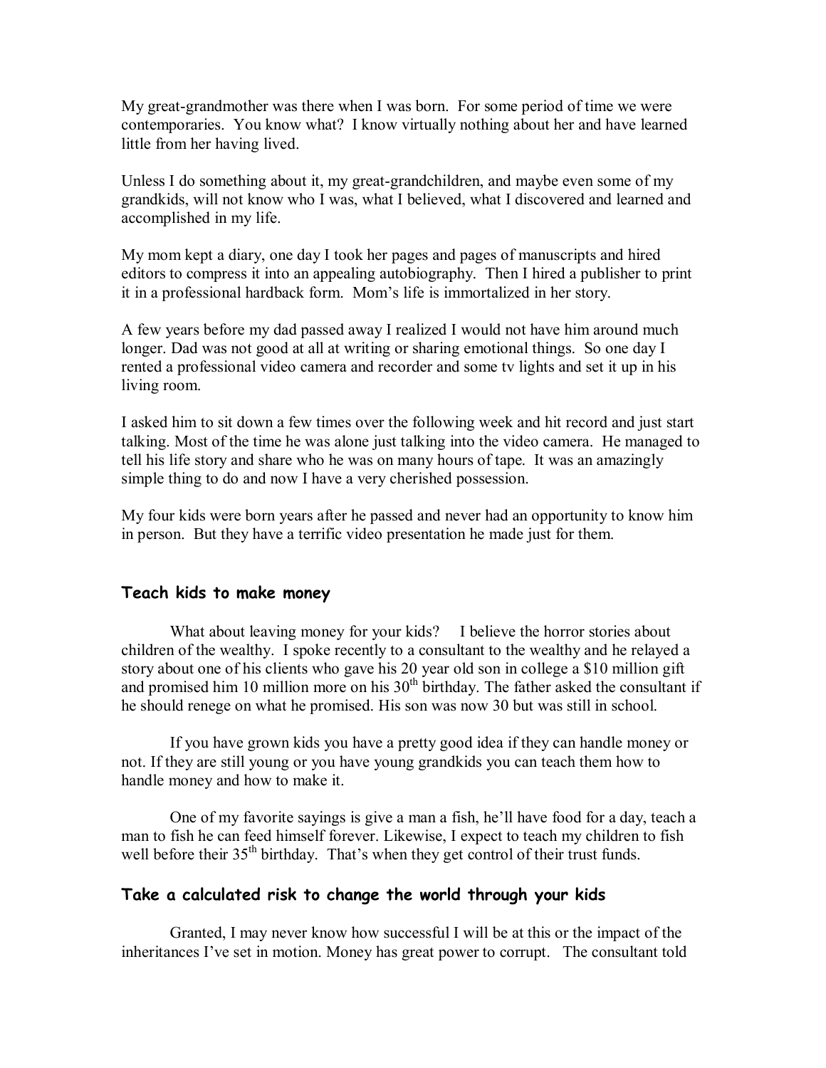My great-grandmother was there when I was born. For some period of time we were contemporaries. You know what? I know virtually nothing about her and have learned little from her having lived.

Unless I do something about it, my great-grandchildren, and maybe even some of my grandkids, will not know who I was, what I believed, what I discovered and learned and accomplished in my life.

My mom kept a diary, one day I took her pages and pages of manuscripts and hired editors to compress it into an appealing autobiography. Then I hired a publisher to print it in a professional hardback form. Mom's life is immortalized in her story.

A few years before my dad passed away I realized I would not have him around much longer. Dad was not good at all at writing or sharing emotional things. So one day I rented a professional video camera and recorder and some tv lights and set it up in his living room.

I asked him to sit down a few times over the following week and hit record and just start talking. Most of the time he was alone just talking into the video camera. He managed to tell his life story and share who he was on many hours of tape. It was an amazingly simple thing to do and now I have a very cherished possession.

My four kids were born years after he passed and never had an opportunity to know him in person. But they have a terrific video presentation he made just for them.

### Teach kids to make money

What about leaving money for your kids? I believe the horror stories about children of the wealthy. I spoke recently to a consultant to the wealthy and he relayed a story about one of his clients who gave his 20 year old son in college a $10 million gift and promised him 10 million more on his 30th birthday. The father asked the consultant if he should renege on what he promised. His son was now 30 but was still in school.

If you have grown kids you have a pretty good idea if they can handle money or not. If they are still young or you have young grandkids you can teach them how to handle money and how to make it.

One of my favorite sayings is give a man a fish, he'll have food for a day, teach a man to fish he can feed himself forever. Likewise, I expect to teach my children to fish well before their 35th birthday. That's when they get control of their trust funds.

### Take a calculated risk to change the world through your kids

Granted, I may never know how successful I will be at this or the impact of the inheritances I've set in motion. Money has great power to corrupt. The consultant told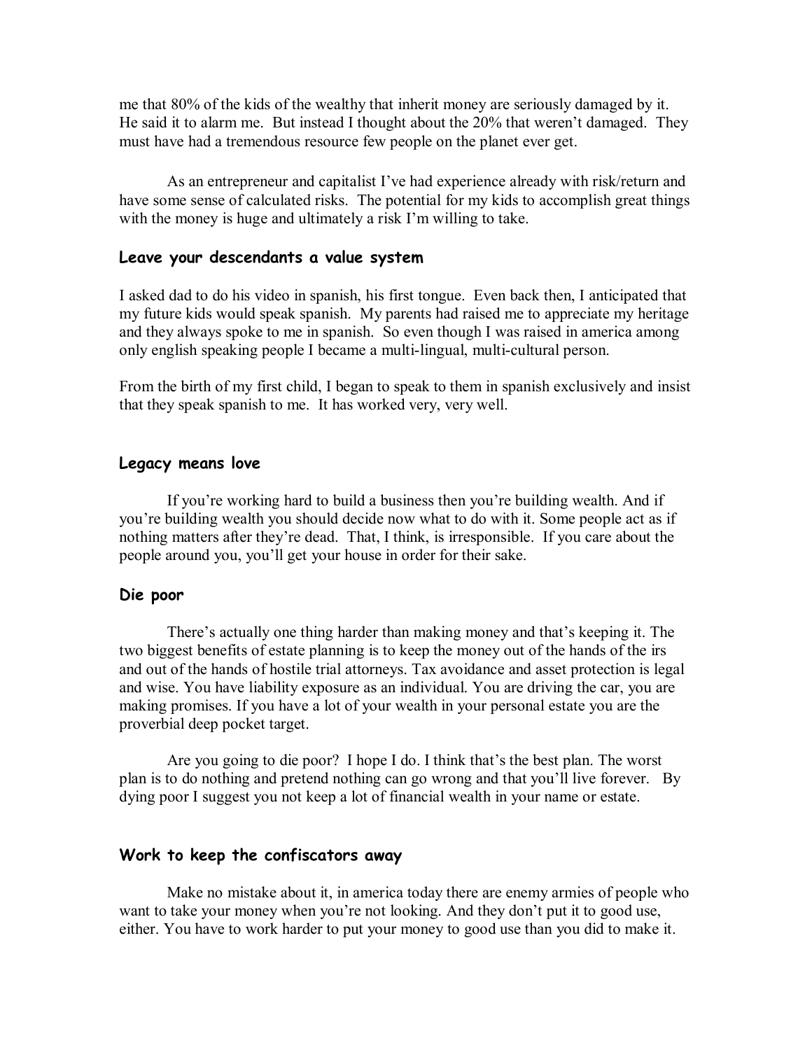me that 80% of the kids of the wealthy that inherit money are seriously damaged by it. He said it to alarm me. But instead I thought about the 20% that weren't damaged. They must have had a tremendous resource few people on the planet ever get.

As an entrepreneur and capitalist I've had experience already with risk/return and have some sense of calculated risks. The potential for my kids to accomplish great things with the money is huge and ultimately a risk I'm willing to take.

### Leave your descendants a value system

I asked dad to do his video in spanish, his first tongue. Even back then, I anticipated that my future kids would speak spanish. My parents had raised me to appreciate my heritage and they always spoke to me in spanish. So even though I was raised in america among only english speaking people I became a multi-lingual, multi-cultural person.

From the birth of my first child, I began to speak to them in spanish exclusively and insist that they speak spanish to me. It has worked very, very well.

### Legacy means love

If you're working hard to build a business then you're building wealth. And if you're building wealth you should decide now what to do with it. Some people act as if nothing matters after they're dead. That, I think, is irresponsible. If you care about the people around you, you'll get your house in order for their sake.

### Die poor

There's actually one thing harder than making money and that's keeping it. The two biggest benefits of estate planning is to keep the money out of the hands of the irs and out of the hands of hostile trial attorneys. Tax avoidance and asset protection is legal and wise. You have liability exposure as an individual. You are driving the car, you are making promises. If you have a lot of your wealth in your personal estate you are the proverbial deep pocket target.

Are you going to die poor? I hope I do. I think that's the best plan. The worst plan is to do nothing and pretend nothing can go wrong and that you'll live forever. By dying poor I suggest you not keep a lot of financial wealth in your name or estate.

### Work to keep the confiscators away

Make no mistake about it, in america today there are enemy armies of people who want to take your money when you're not looking. And they don't put it to good use, either. You have to work harder to put your money to good use than you did to make it.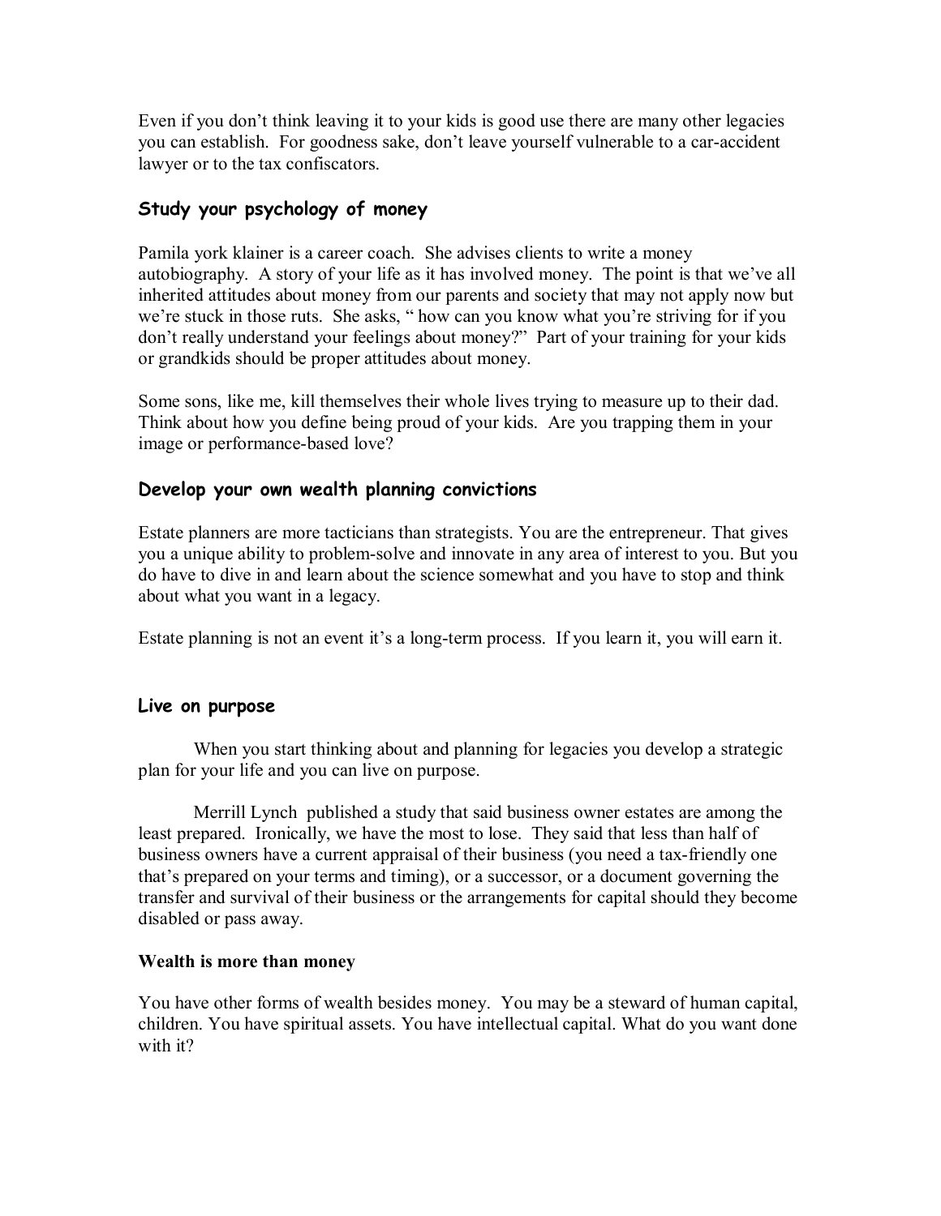Even if you don't think leaving it to your kids is good use there are many other legacies you can establish. For goodness sake, don't leave yourself vulnerable to a car-accident lawyer or to the tax confiscators.

### Study your psychology of money

Pamila york klainer is a career coach. She advises clients to write a money autobiography. A story of your life as it has involved money. The point is that we've all inherited attitudes about money from our parents and society that may not apply now but we're stuck in those ruts. She asks, " how can you know what you're striving for if you don't really understand your feelings about money?" Part of your training for your kids or grandkids should be proper attitudes about money.

Some sons, like me, kill themselves their whole lives trying to measure up to their dad. Think about how you define being proud of your kids. Are you trapping them in your image or performance-based love?

### Develop your own wealth planning convictions

Estate planners are more tacticians than strategists. You are the entrepreneur. That gives you a unique ability to problem-solve and innovate in any area of interest to you. But you do have to dive in and learn about the science somewhat and you have to stop and think about what you want in a legacy.

Estate planning is not an event it's a long-term process. If you learn it, you will earn it.

### Live on purpose

When you start thinking about and planning for legacies you develop a strategic plan for your life and you can live on purpose.

Merrill Lynch published a study that said business owner estates are among the least prepared. Ironically, we have the most to lose. They said that less than half of business owners have a current appraisal of their business (you need a tax-friendly one that's prepared on your terms and timing), or a successor, or a document governing the transfer and survival of their business or the arrangements for capital should they become disabled or pass away.

### Wealth is more than money

You have other forms of wealth besides money. You may be a steward of human capital, children. You have spiritual assets. You have intellectual capital. What do you want done with it?